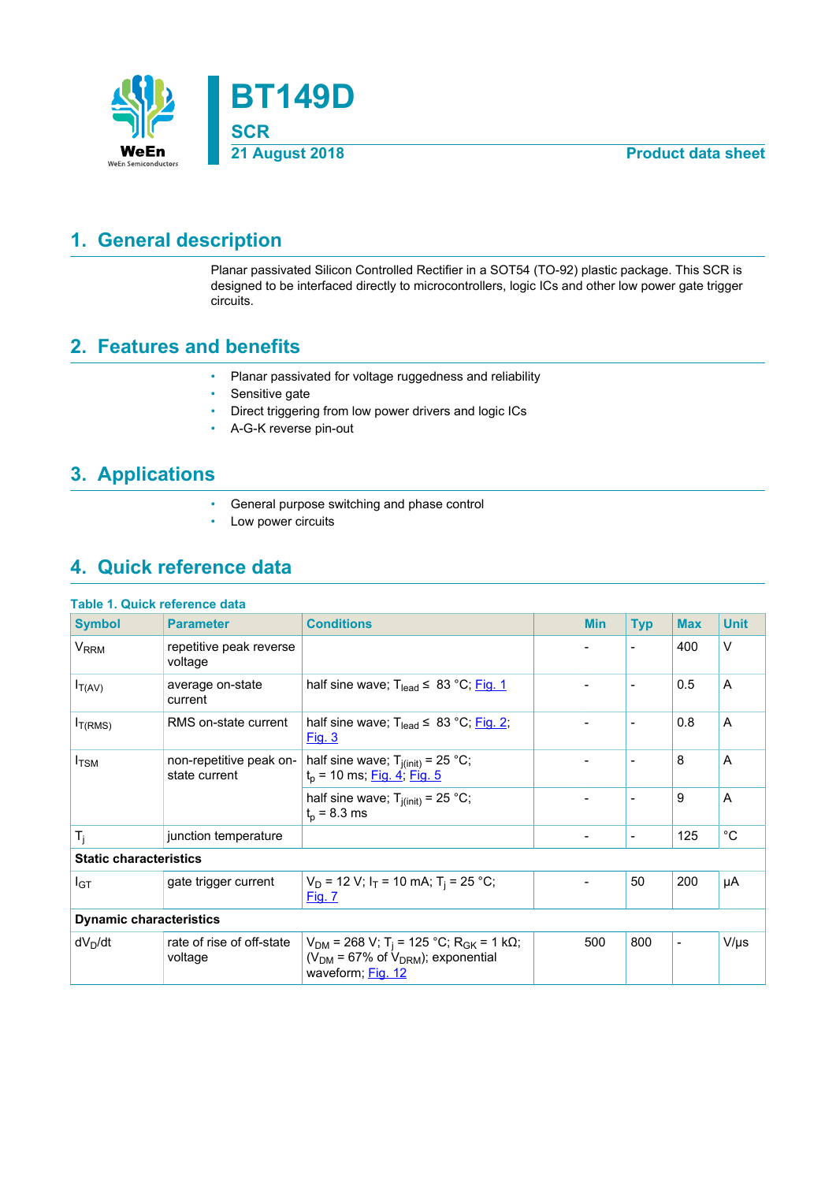# BT149D

## SCR

21 August 2018 — Product data sheet

## 1. General description

Planar passivated Silicon Controlled Rectifier in a SOT54 (TO-92) plastic package. This SCR is designed to be interfaced directly to microcontrollers, logic ICs and other low power gate trigger circuits.

## 2. Features and benefits

- Planar passivated for voltage ruggedness and reliability
- Sensitive gate
- Direct triggering from low power drivers and logic ICs
- A-G-K reverse pin-out

## 3. Applications

- General purpose switching and phase control
- Low power circuits

## 4. Quick reference data

**Table 1. Quick reference data**

| Symbol | Parameter | Conditions | Min | Typ | Max | Unit |
|---|---|---|---|---|---|---|
| $V_{RRM}$ | repetitive peak reverse voltage | | - | - | 400 | V |
| $I_{T(AV)}$ | average on-state current | half sine wave; $T_{lead} \leq$ 83 °C; Fig. 1 | - | - | 0.5 | A |
| $I_{T(RMS)}$ | RMS on-state current | half sine wave; $T_{lead} \leq$ 83 °C; Fig. 2; Fig. 3 | - | - | 0.8 | A |
| $I_{TSM}$ | non-repetitive peak on-state current | half sine wave; $T_{j(init)}$ = 25 °C; $t_p$ = 10 ms; Fig. 4; Fig. 5 | - | - | 8 | A |
| | | half sine wave; $T_{j(init)}$ = 25 °C; $t_p$ = 8.3 ms | - | - | 9 | A |
| $T_j$ | junction temperature | | - | - | 125 | °C |
| **Static characteristics** | | | | | | |
| $I_{GT}$ | gate trigger current | $V_D$ = 12 V; $I_T$ = 10 mA; $T_j$ = 25 °C; Fig. 7 | - | 50 | 200 | µA |
| **Dynamic characteristics** | | | | | | |
| $dV_D/dt$ | rate of rise of off-state voltage | $V_{DM}$ = 268 V; $T_j$ = 125 °C; $R_{GK}$ = 1 kΩ; ($V_{DM}$ = 67% of $V_{DRM}$); exponential waveform; Fig. 12 | 500 | 800 | - | V/µs |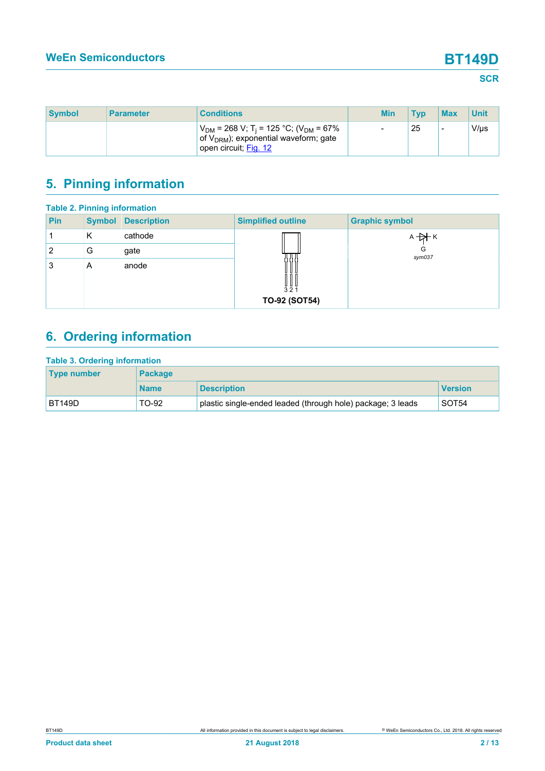| Symbol | Parameter | Conditions | Min | Typ | Max | Unit |
|---|---|---|---|---|---|---|
| | | $V_{DM}$ = 268 V; $T_j$ = 125 °C; ($V_{DM}$ = 67% of $V_{DRM}$); exponential waveform; gate open circuit; Fig. 12 | - | 25 | - | V/µs |

## 5. Pinning information

**Table 2. Pinning information**

| Pin | Symbol | Description | Simplified outline | Graphic symbol |
|---|---|---|---|---|
| 1 | K | cathode | TO-92 (SOT54) | sym037 |
| 2 | G | gate | | |
| 3 | A | anode | | |

## 6. Ordering information

**Table 3. Ordering information**

| Type number | Package | | |
|---|---|---|---|
| | Name | Description | Version |
| BT149D | TO-92 | plastic single-ended leaded (through hole) package; 3 leads | SOT54 |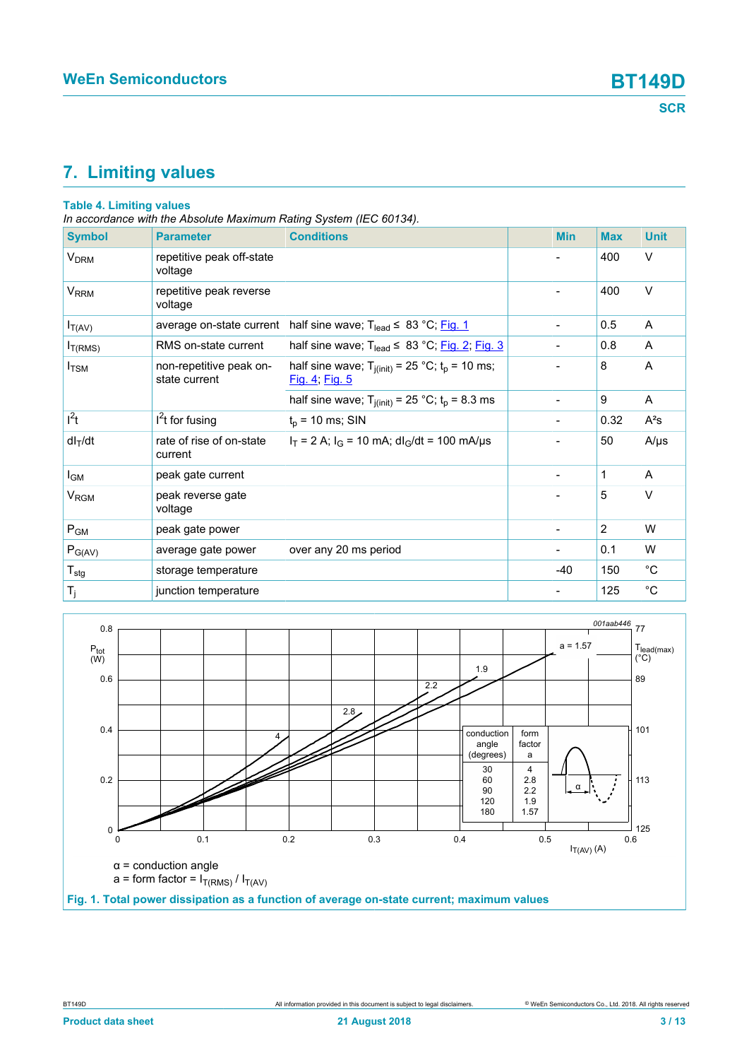## 7. Limiting values

**Table 4. Limiting values**

*In accordance with the Absolute Maximum Rating System (IEC 60134).*

| Symbol | Parameter | Conditions | Min | Max | Unit |
|---|---|---|---|---|---|
| $V_{DRM}$ | repetitive peak off-state voltage | | - | 400 | V |
| $V_{RRM}$ | repetitive peak reverse voltage | | - | 400 | V |
| $I_{T(AV)}$ | average on-state current | half sine wave; $T_{lead} \leq$ 83 °C; Fig. 1 | - | 0.5 | A |
| $I_{T(RMS)}$ | RMS on-state current | half sine wave; $T_{lead} \leq$ 83 °C; Fig. 2; Fig. 3 | - | 0.8 | A |
| $I_{TSM}$ | non-repetitive peak on-state current | half sine wave; $T_{j(init)}$ = 25 °C; $t_p$ = 10 ms; Fig. 4; Fig. 5 | - | 8 | A |
| | | half sine wave; $T_{j(init)}$ = 25 °C; $t_p$ = 8.3 ms | - | 9 | A |
| $I^2t$ | $I^2t$ for fusing | $t_p$ = 10 ms; SIN | - | 0.32 | A²s |
| $dI_T/dt$ | rate of rise of on-state current | $I_T$ = 2 A; $I_G$ = 10 mA; $dI_G/dt$ = 100 mA/µs | - | 50 | A/µs |
| $I_{GM}$ | peak gate current | | - | 1 | A |
| $V_{RGM}$ | peak reverse gate voltage | | - | 5 | V |
| $P_{GM}$ | peak gate power | | - | 2 | W |
| $P_{G(AV)}$ | average gate power | over any 20 ms period | - | 0.1 | W |
| $T_{stg}$ | storage temperature | | -40 | 150 | °C |
| $T_j$ | junction temperature | | - | 125 | °C |

α = conduction angle

a = form factor = $I_{T(RMS)}$ / $I_{T(AV)}$

| conduction angle (degrees) | form factor a |
|---|---|
| 30 | 4 |
| 60 | 2.8 |
| 90 | 2.2 |
| 120 | 1.9 |
| 180 | 1.57 |

**Fig. 1. Total power dissipation as a function of average on-state current; maximum values**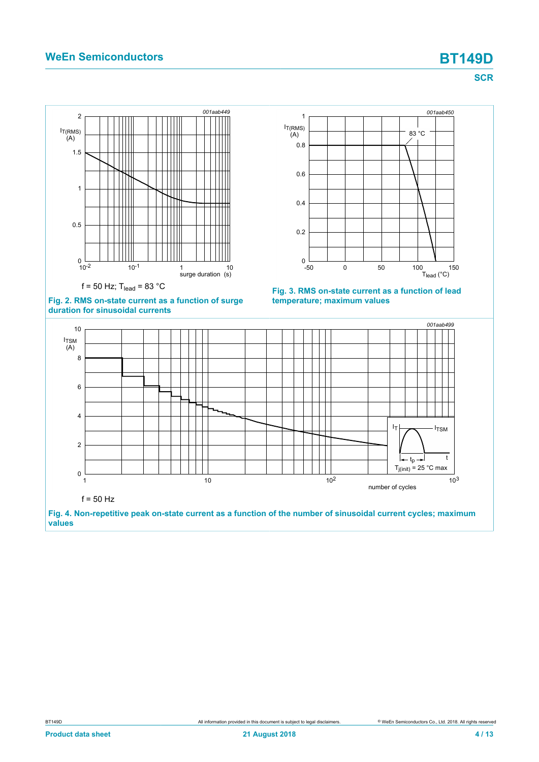f = 50 Hz; $T_{lead}$ = 83 °C

**Fig. 2. RMS on-state current as a function of surge duration for sinusoidal currents**

**Fig. 3. RMS on-state current as a function of lead temperature; maximum values**

f = 50 Hz

**Fig. 4. Non-repetitive peak on-state current as a function of the number of sinusoidal current cycles; maximum values**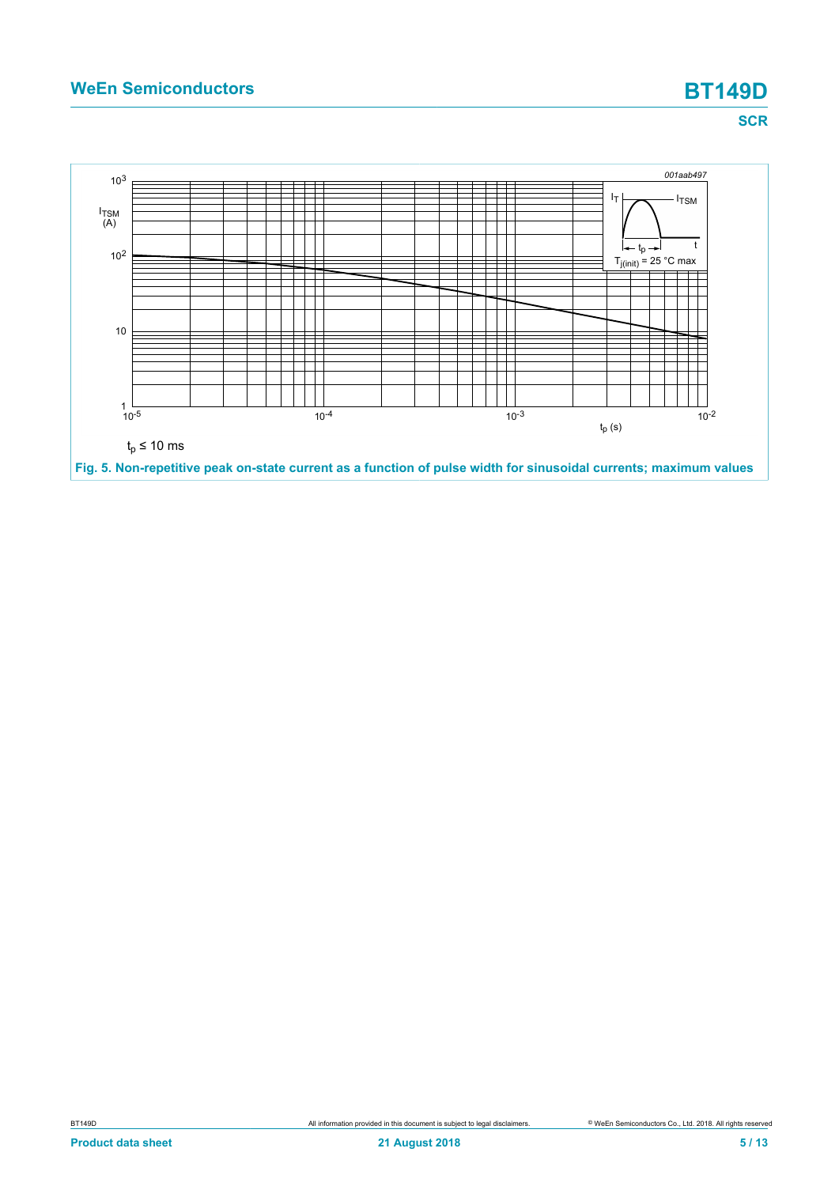$t_p \leq 10$ ms

**Fig. 5. Non-repetitive peak on-state current as a function of pulse width for sinusoidal currents; maximum values**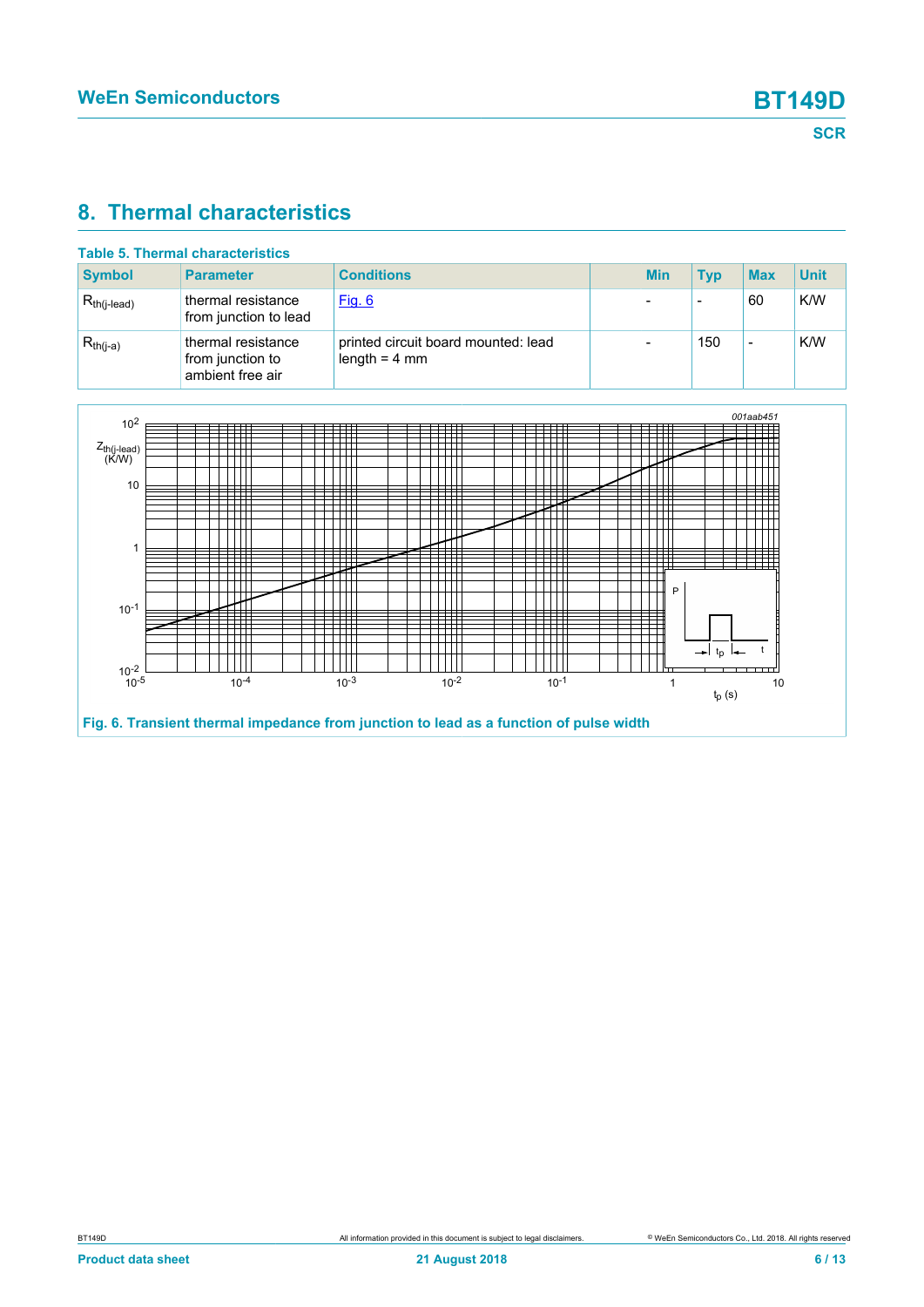## 8. Thermal characteristics

**Table 5. Thermal characteristics**

| Symbol | Parameter | Conditions | Min | Typ | Max | Unit |
|---|---|---|---|---|---|---|
| $R_{th(j-lead)}$ | thermal resistance from junction to lead | Fig. 6 | - | - | 60 | K/W |
| $R_{th(j-a)}$ | thermal resistance from junction to ambient free air | printed circuit board mounted: lead length = 4 mm | - | 150 | - | K/W |

Fig. 6. Transient thermal impedance from junction to lead as a function of pulse width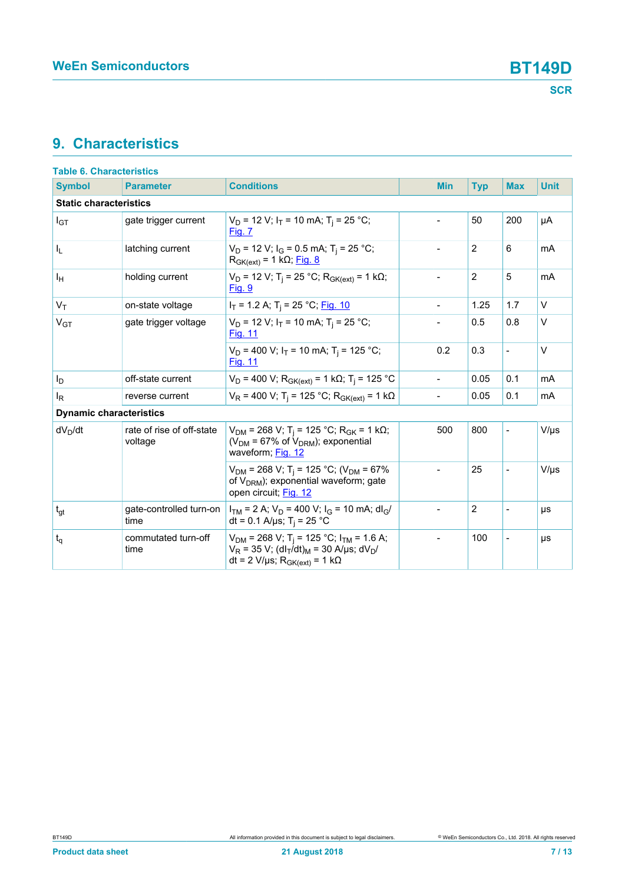## 9. Characteristics

**Table 6. Characteristics**

| Symbol | Parameter | Conditions | Min | Typ | Max | Unit |
|---|---|---|---|---|---|---|
| **Static characteristics** | | | | | | |
| $I_{GT}$ | gate trigger current | $V_D$ = 12 V; $I_T$ = 10 mA; $T_j$ = 25 °C; Fig. 7 | - | 50 | 200 | µA |
| $I_L$ | latching current | $V_D$ = 12 V; $I_G$ = 0.5 mA; $T_j$ = 25 °C; $R_{GK(ext)}$ = 1 kΩ; Fig. 8 | - | 2 | 6 | mA |
| $I_H$ | holding current | $V_D$ = 12 V; $T_j$ = 25 °C; $R_{GK(ext)}$ = 1 kΩ; Fig. 9 | - | 2 | 5 | mA |
| $V_T$ | on-state voltage | $I_T$ = 1.2 A; $T_j$ = 25 °C; Fig. 10 | - | 1.25 | 1.7 | V |
| $V_{GT}$ | gate trigger voltage | $V_D$ = 12 V; $I_T$ = 10 mA; $T_j$ = 25 °C; Fig. 11 | - | 0.5 | 0.8 | V |
| | | $V_D$ = 400 V; $I_T$ = 10 mA; $T_j$ = 125 °C; Fig. 11 | 0.2 | 0.3 | - | V |
| $I_D$ | off-state current | $V_D$ = 400 V; $R_{GK(ext)}$ = 1 kΩ; $T_j$ = 125 °C | - | 0.05 | 0.1 | mA |
| $I_R$ | reverse current | $V_R$ = 400 V; $T_j$ = 125 °C; $R_{GK(ext)}$ = 1 kΩ | - | 0.05 | 0.1 | mA |
| **Dynamic characteristics** | | | | | | |
| $dV_D/dt$ | rate of rise of off-state voltage | $V_{DM}$ = 268 V; $T_j$ = 125 °C; $R_{GK}$ = 1 kΩ; ($V_{DM}$ = 67% of $V_{DRM}$); exponential waveform; Fig. 12 | 500 | 800 | - | V/µs |
| | | $V_{DM}$ = 268 V; $T_j$ = 125 °C; ($V_{DM}$ = 67% of $V_{DRM}$); exponential waveform; gate open circuit; Fig. 12 | - | 25 | - | V/µs |
| $t_{gt}$ | gate-controlled turn-on time | $I_{TM}$ = 2 A; $V_D$ = 400 V; $I_G$ = 10 mA; $dI_G/dt$ = 0.1 A/µs; $T_j$ = 25 °C | - | 2 | - | µs |
| $t_q$ | commutated turn-off time | $V_{DM}$ = 268 V; $T_j$ = 125 °C; $I_{TM}$ = 1.6 A; $V_R$ = 35 V; $(dI_T/dt)_M$ = 30 A/µs; $dV_D/dt$ = 2 V/µs; $R_{GK(ext)}$ = 1 kΩ | - | 100 | - | µs |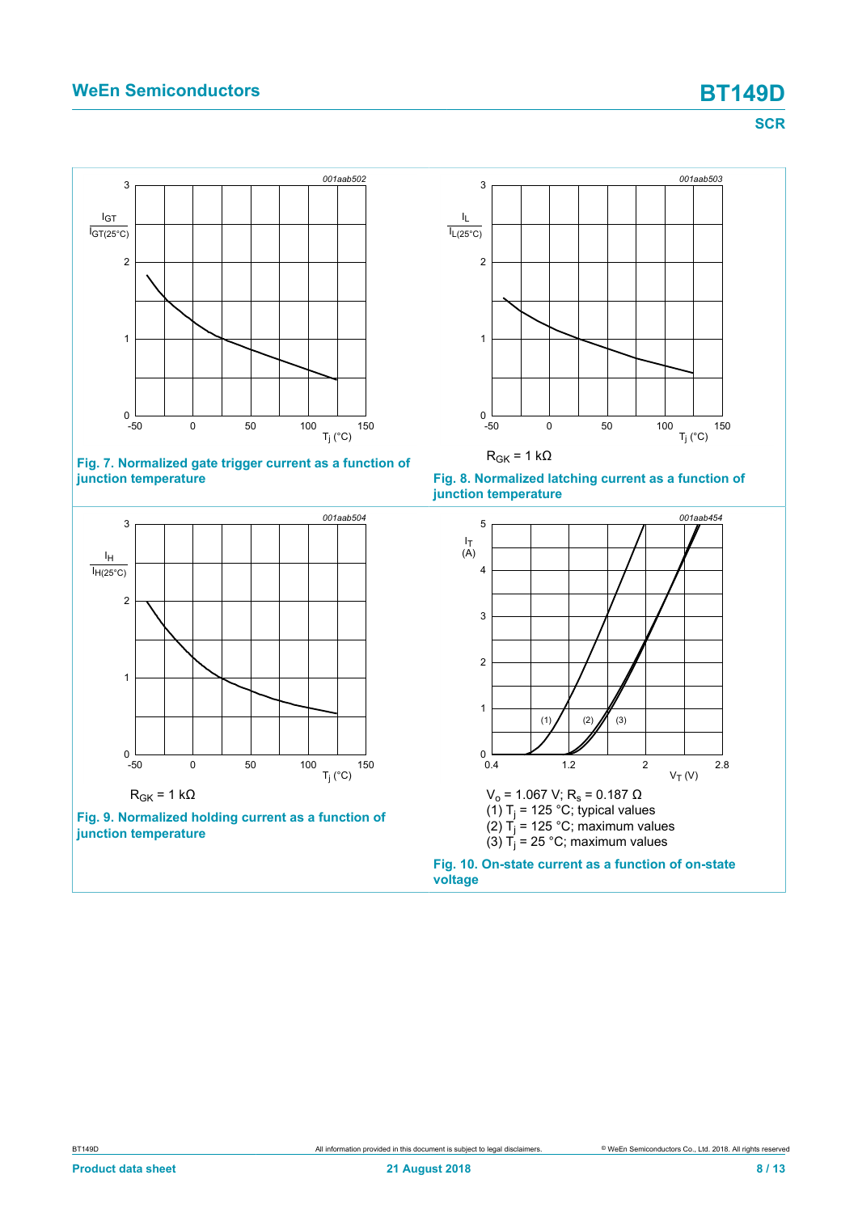$R_{GK}$ = 1 kΩ

**Fig. 7. Normalized gate trigger current as a function of junction temperature**

$R_{GK}$ = 1 kΩ

**Fig. 8. Normalized latching current as a function of junction temperature**

$R_{GK}$ = 1 kΩ

**Fig. 9. Normalized holding current as a function of junction temperature**

$V_o$ = 1.067 V; $R_s$ = 0.187 Ω

(1) $T_j$ = 125 °C; typical values

(2) $T_j$ = 125 °C; maximum values

(3) $T_j$ = 25 °C; maximum values

**Fig. 10. On-state current as a function of on-state voltage**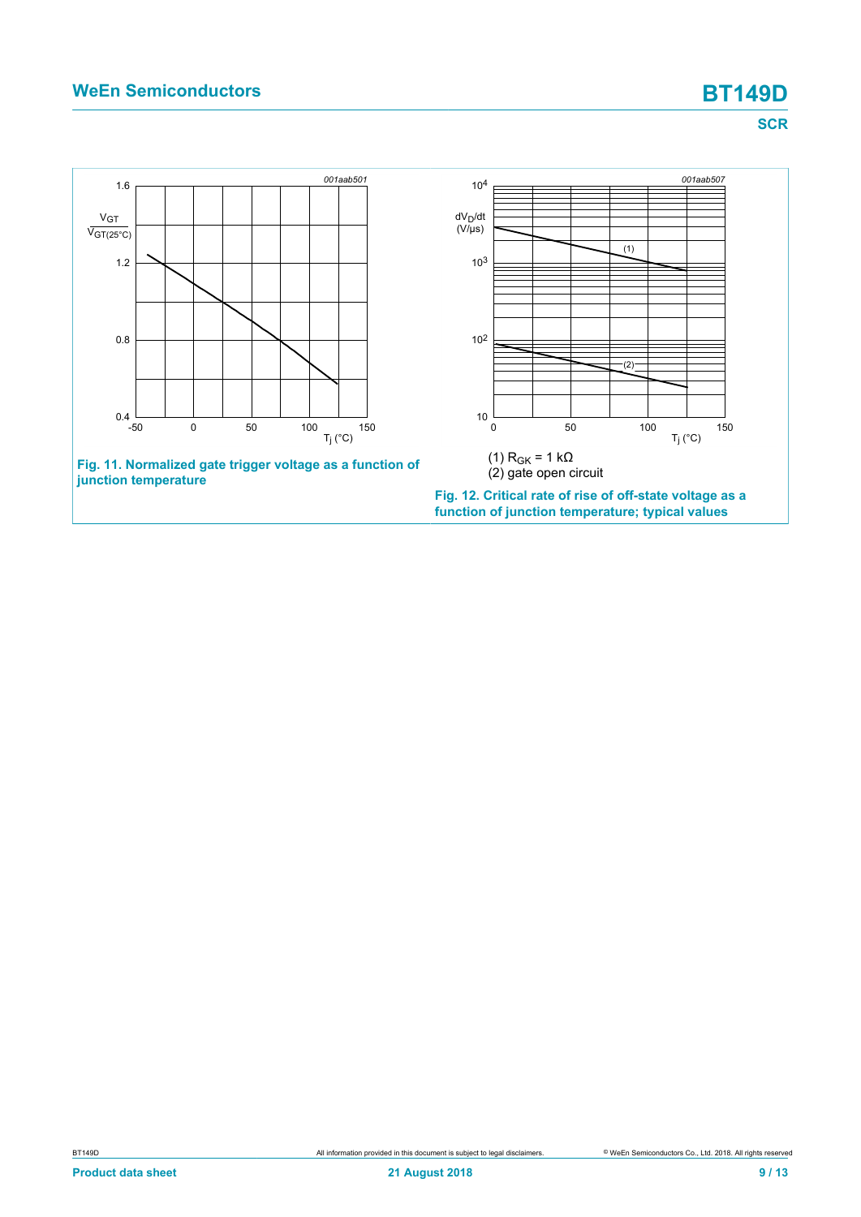**Fig. 11. Normalized gate trigger voltage as a function of junction temperature**

(1) $R_{GK}$ = 1 kΩ
(2) gate open circuit

**Fig. 12. Critical rate of rise of off-state voltage as a function of junction temperature; typical values**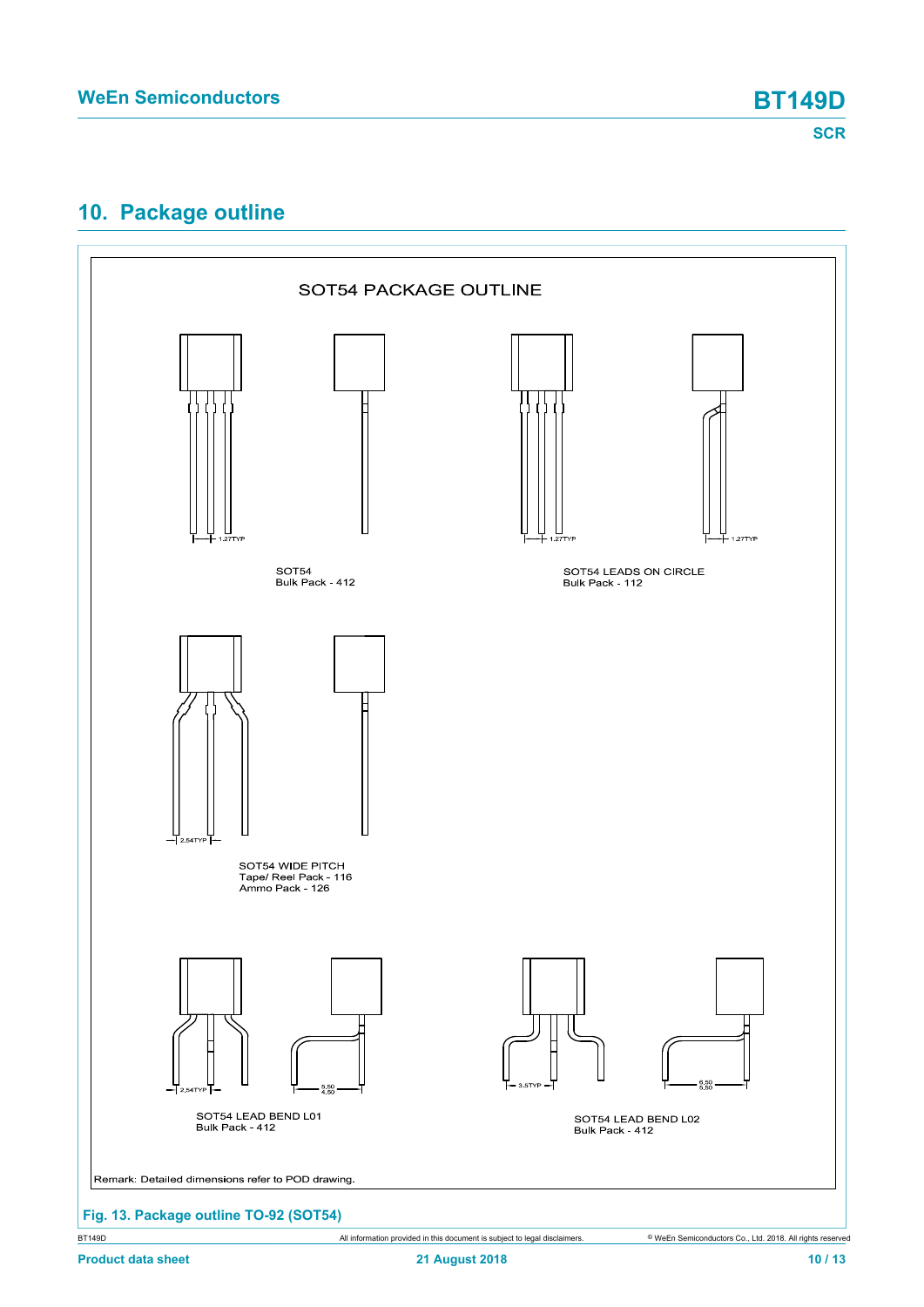## 10. Package outline

SOT54 PACKAGE OUTLINE

1.27TYP

1.27TYP

1.27TYP

SOT54
Bulk Pack - 412

SOT54 LEADS ON CIRCLE
Bulk Pack - 112

2.54TYP

SOT54 WIDE PITCH
Tape/ Reel Pack - 116
Ammo Pack - 126

2.54TYP

5.50
4.50

3.5TYP

6.50
5.50

SOT54 LEAD BEND L01
Bulk Pack - 412

SOT54 LEAD BEND L02
Bulk Pack - 412

Remark: Detailed dimensions refer to POD drawing.

**Fig. 13. Package outline TO-92 (SOT54)**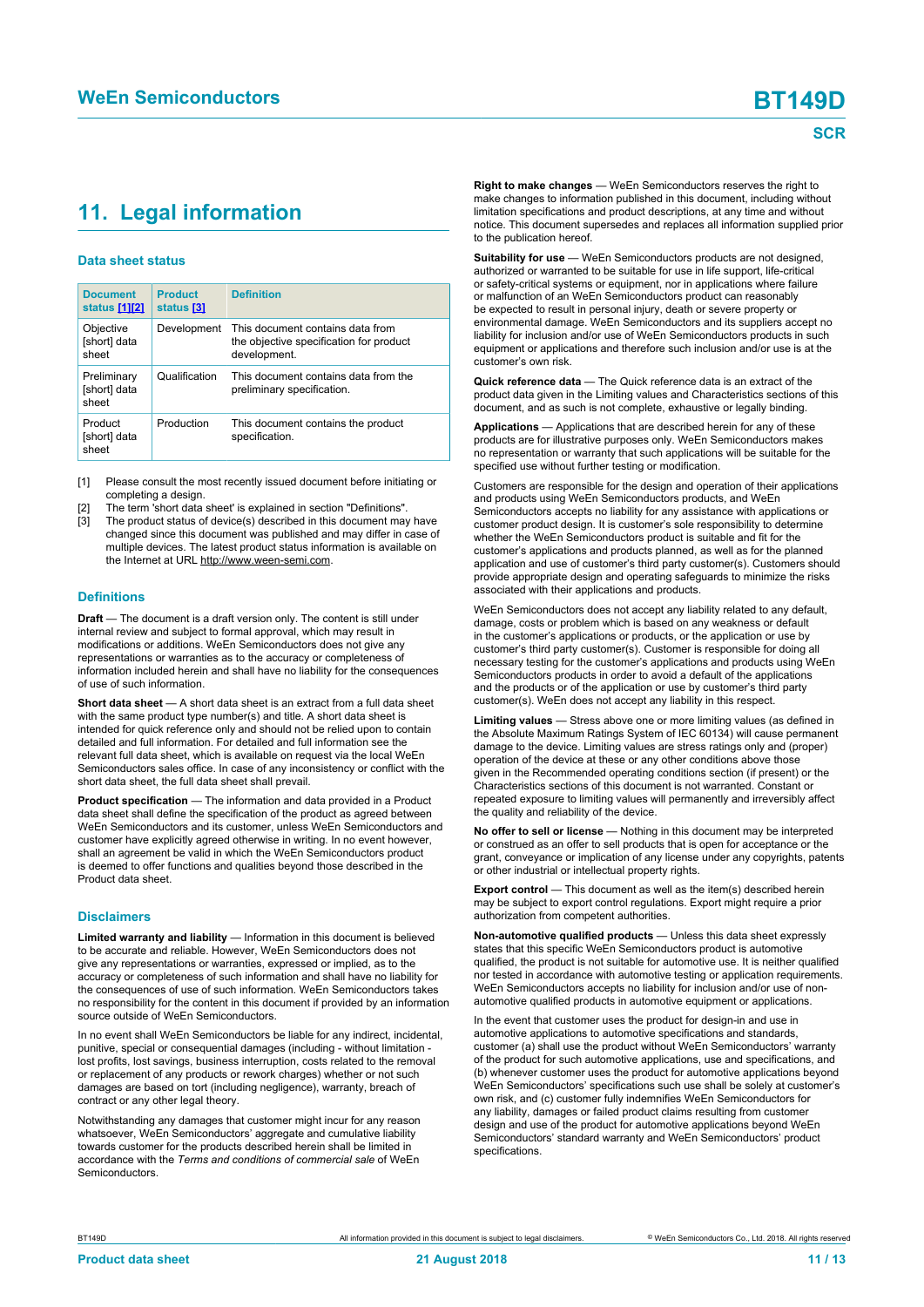## 11. Legal information

### Data sheet status

| Document status [1][2] | Product status [3] | Definition |
|---|---|---|
| Objective [short] data sheet | Development | This document contains data from the objective specification for product development. |
| Preliminary [short] data sheet | Qualification | This document contains data from the preliminary specification. |
| Product [short] data sheet | Production | This document contains the product specification. |

[1] Please consult the most recently issued document before initiating or completing a design.

[2] The term 'short data sheet' is explained in section "Definitions".

[3] The product status of device(s) described in this document may have changed since this document was published and may differ in case of multiple devices. The latest product status information is available on the Internet at URL http://www.ween-semi.com.

### Definitions

**Draft** — The document is a draft version only. The content is still under internal review and subject to formal approval, which may result in modifications or additions. WeEn Semiconductors does not give any representations or warranties as to the accuracy or completeness of information included herein and shall have no liability for the consequences of use of such information.

**Short data sheet** — A short data sheet is an extract from a full data sheet with the same product type number(s) and title. A short data sheet is intended for quick reference only and should not be relied upon to contain detailed and full information. For detailed and full information see the relevant full data sheet, which is available on request via the local WeEn Semiconductors sales office. In case of any inconsistency or conflict with the short data sheet, the full data sheet shall prevail.

**Product specification** — The information and data provided in a Product data sheet shall define the specification of the product as agreed between WeEn Semiconductors and its customer, unless WeEn Semiconductors and customer have explicitly agreed otherwise in writing. In no event however, shall an agreement be valid in which the WeEn Semiconductors product is deemed to offer functions and qualities beyond those described in the Product data sheet.

### Disclaimers

**Limited warranty and liability** — Information in this document is believed to be accurate and reliable. However, WeEn Semiconductors does not give any representations or warranties, expressed or implied, as to the accuracy or completeness of such information and shall have no liability for the consequences of use of such information. WeEn Semiconductors takes no responsibility for the content in this document if provided by an information source outside of WeEn Semiconductors.

In no event shall WeEn Semiconductors be liable for any indirect, incidental, punitive, special or consequential damages (including - without limitation - lost profits, lost savings, business interruption, costs related to the removal or replacement of any products or rework charges) whether or not such damages are based on tort (including negligence), warranty, breach of contract or any other legal theory.

Notwithstanding any damages that customer might incur for any reason whatsoever, WeEn Semiconductors' aggregate and cumulative liability towards customer for the products described herein shall be limited in accordance with the *Terms and conditions of commercial sale* of WeEn Semiconductors.

**Right to make changes** — WeEn Semiconductors reserves the right to make changes to information published in this document, including without limitation specifications and product descriptions, at any time and without notice. This document supersedes and replaces all information supplied prior to the publication hereof.

**Suitability for use** — WeEn Semiconductors products are not designed, authorized or warranted to be suitable for use in life support, life-critical or safety-critical systems or equipment, nor in applications where failure or malfunction of an WeEn Semiconductors product can reasonably be expected to result in personal injury, death or severe property or environmental damage. WeEn Semiconductors and its suppliers accept no liability for inclusion and/or use of WeEn Semiconductors products in such equipment or applications and therefore such inclusion and/or use is at the customer's own risk.

**Quick reference data** — The Quick reference data is an extract of the product data given in the Limiting values and Characteristics sections of this document, and as such is not complete, exhaustive or legally binding.

**Applications** — Applications that are described herein for any of these products are for illustrative purposes only. WeEn Semiconductors makes no representation or warranty that such applications will be suitable for the specified use without further testing or modification.

Customers are responsible for the design and operation of their applications and products using WeEn Semiconductors products, and WeEn Semiconductors accepts no liability for any assistance with applications or customer product design. It is customer's sole responsibility to determine whether the WeEn Semiconductors product is suitable and fit for the customer's applications and products planned, as well as for the planned application and use of customer's third party customer(s). Customers should provide appropriate design and operating safeguards to minimize the risks associated with their applications and products.

WeEn Semiconductors does not accept any liability related to any default, damage, costs or problem which is based on any weakness or default in the customer's applications or products, or the application or use by customer's third party customer(s). Customer is responsible for doing all necessary testing for the customer's applications and products using WeEn Semiconductors products in order to avoid a default of the applications and the products or of the application or use by customer's third party customer(s). WeEn does not accept any liability in this respect.

**Limiting values** — Stress above one or more limiting values (as defined in the Absolute Maximum Ratings System of IEC 60134) will cause permanent damage to the device. Limiting values are stress ratings only and (proper) operation of the device at these or any other conditions above those given in the Recommended operating conditions section (if present) or the Characteristics sections of this document is not warranted. Constant or repeated exposure to limiting values will permanently and irreversibly affect the quality and reliability of the device.

**No offer to sell or license** — Nothing in this document may be interpreted or construed as an offer to sell products that is open for acceptance or the grant, conveyance or implication of any license under any copyrights, patents or other industrial or intellectual property rights.

**Export control** — This document as well as the item(s) described herein may be subject to export control regulations. Export might require a prior authorization from competent authorities.

**Non-automotive qualified products** — Unless this data sheet expressly states that this specific WeEn Semiconductors product is automotive qualified, the product is not suitable for automotive use. It is neither qualified nor tested in accordance with automotive testing or application requirements. WeEn Semiconductors accepts no liability for inclusion and/or use of non-automotive qualified products in automotive equipment or applications.

In the event that customer uses the product for design-in and use in automotive applications to automotive specifications and standards, customer (a) shall use the product without WeEn Semiconductors' warranty of the product for such automotive applications, use and specifications, and (b) whenever customer uses the product for automotive applications beyond WeEn Semiconductors' specifications such use shall be solely at customer's own risk, and (c) customer fully indemnifies WeEn Semiconductors for any liability, damages or failed product claims resulting from customer design and use of the product for automotive applications beyond WeEn Semiconductors' standard warranty and WeEn Semiconductors' product specifications.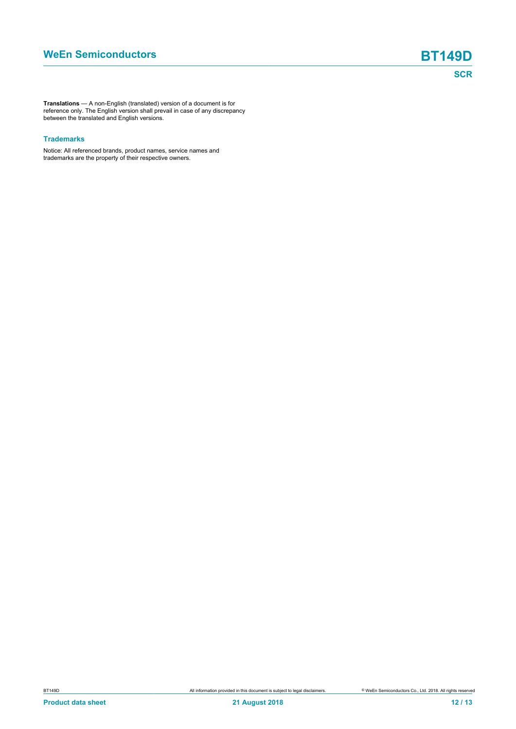**Translations** — A non-English (translated) version of a document is for reference only. The English version shall prevail in case of any discrepancy between the translated and English versions.

### Trademarks

Notice: All referenced brands, product names, service names and trademarks are the property of their respective owners.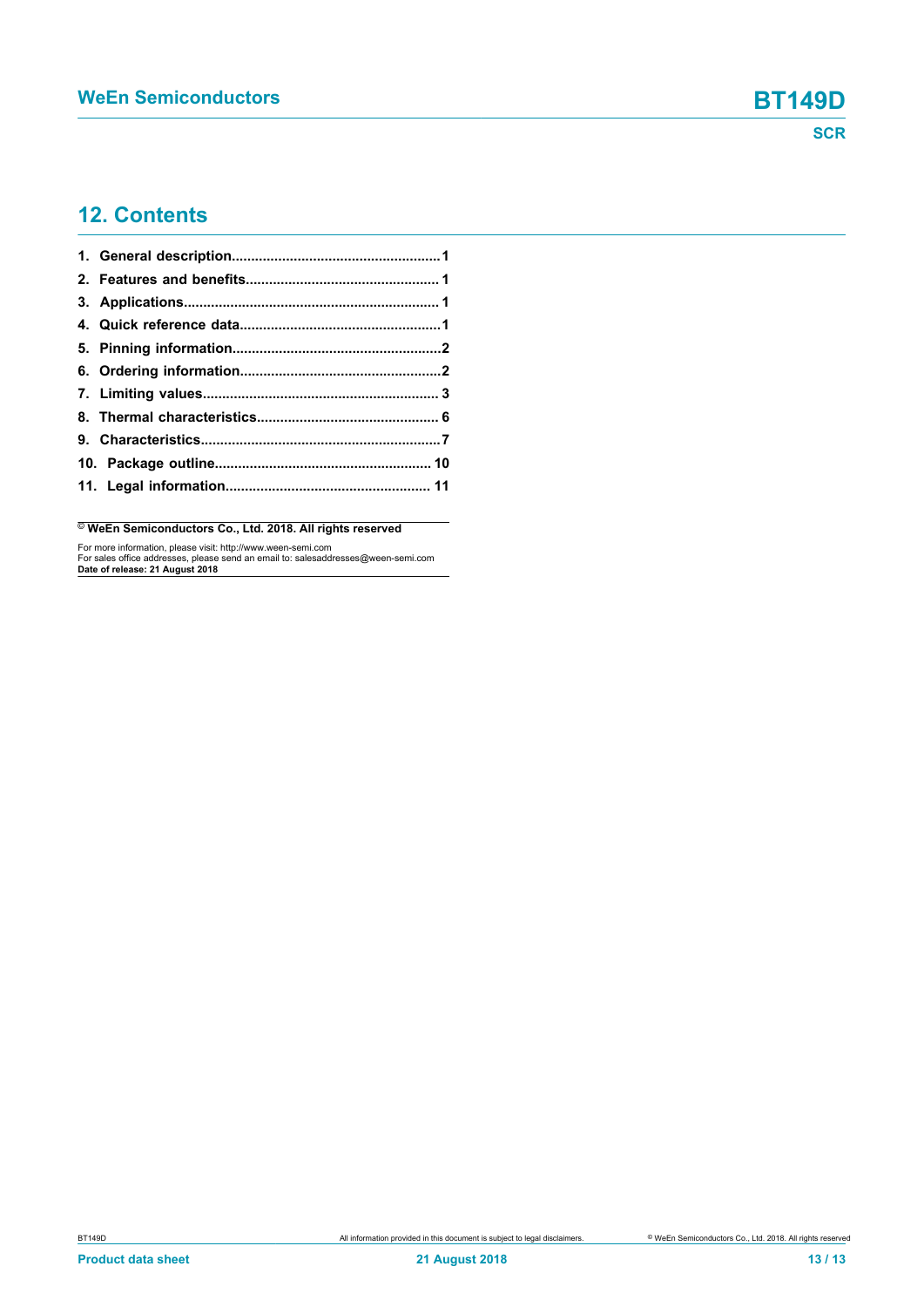## 12. Contents

1. General description....................................................1
2. Features and benefits................................................ 1
3. Applications................................................................ 1
4. Quick reference data...................................................1
5. Pinning information.....................................................2
6. Ordering information...................................................2
7. Limiting values........................................................... 3
8. Thermal characteristics.............................................. 6
9. Characteristics.............................................................7
10. Package outline...................................................... 10
11. Legal information.................................................... 11

**© WeEn Semiconductors Co., Ltd. 2018. All rights reserved**

For more information, please visit: http://www.ween-semi.com
For sales office addresses, please send an email to: salesaddresses@ween-semi.com
**Date of release: 21 August 2018**